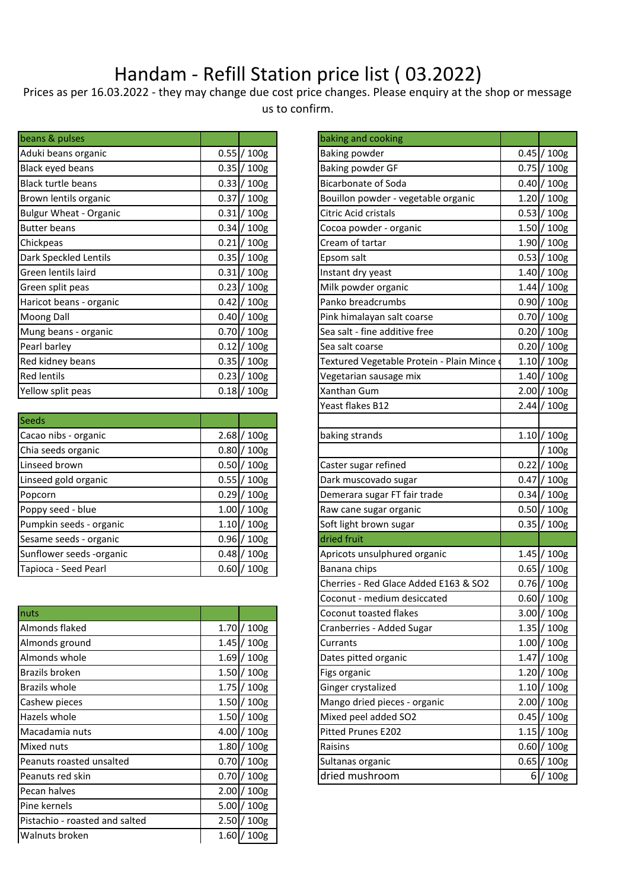# Handam - Refill Station price list ( 03.2022)

Prices as per 16.03.2022 - they may change due cost price changes. Please enquiry at the shop or message us to confirm.

| beans & pulses | | |
|---|---|---|
| Aduki beans organic | 0.55 | / 100g |
| Black eyed beans | 0.35 | / 100g |
| Black turtle beans | 0.33 | / 100g |
| Brown lentils organic | 0.37 | / 100g |
| Bulgur Wheat - Organic | 0.31 | / 100g |
| Butter beans | 0.34 | / 100g |
| Chickpeas | 0.21 | / 100g |
| Dark Speckled Lentils | 0.35 | / 100g |
| Green lentils laird | 0.31 | / 100g |
| Green split peas | 0.23 | / 100g |
| Haricot beans - organic | 0.42 | / 100g |
| Moong Dall | 0.40 | / 100g |
| Mung beans - organic | 0.70 | / 100g |
| Pearl barley | 0.12 | / 100g |
| Red kidney beans | 0.35 | / 100g |
| Red lentils | 0.23 | / 100g |
| Yellow split peas | 0.18 | / 100g |

| Seeds | | |
|---|---|---|
| Cacao nibs - organic | 2.68 | / 100g |
| Chia seeds organic | 0.80 | / 100g |
| Linseed brown | 0.50 | / 100g |
| Linseed gold organic | 0.55 | / 100g |
| Popcorn | 0.29 | / 100g |
| Poppy seed - blue | 1.00 | / 100g |
| Pumpkin seeds - organic | 1.10 | / 100g |
| Sesame seeds - organic | 0.96 | / 100g |
| Sunflower seeds -organic | 0.48 | / 100g |
| Tapioca - Seed Pearl | 0.60 | / 100g |

| nuts | | |
|---|---|---|
| Almonds flaked | 1.70 | / 100g |
| Almonds ground | 1.45 | / 100g |
| Almonds whole | 1.69 | / 100g |
| Brazils broken | 1.50 | / 100g |
| Brazils whole | 1.75 | / 100g |
| Cashew pieces | 1.50 | / 100g |
| Hazels whole | 1.50 | / 100g |
| Macadamia nuts | 4.00 | / 100g |
| Mixed nuts | 1.80 | / 100g |
| Peanuts roasted unsalted | 0.70 | / 100g |
| Peanuts red skin | 0.70 | / 100g |
| Pecan halves | 2.00 | / 100g |
| Pine kernels | 5.00 | / 100g |
| Pistachio - roasted and salted | 2.50 | / 100g |
| Walnuts broken | 1.60 | / 100g |

| baking and cooking | | |
|---|---|---|
| Baking powder | 0.45 | / 100g |
| Baking powder GF | 0.75 | / 100g |
| Bicarbonate of Soda | 0.40 | / 100g |
| Bouillon powder - vegetable organic | 1.20 | / 100g |
| Citric Acid cristals | 0.53 | / 100g |
| Cocoa powder - organic | 1.50 | / 100g |
| Cream of tartar | 1.90 | / 100g |
| Epsom salt | 0.53 | / 100g |
| Instant dry yeast | 1.40 | / 100g |
| Milk powder organic | 1.44 | / 100g |
| Panko breadcrumbs | 0.90 | / 100g |
| Pink himalayan salt coarse | 0.70 | / 100g |
| Sea salt - fine additive free | 0.20 | / 100g |
| Sea salt coarse | 0.20 | / 100g |
| Textured Vegetable Protein - Plain Mince | 1.10 | / 100g |
| Vegetarian sausage mix | 1.40 | / 100g |
| Xanthan Gum | 2.00 | / 100g |
| Yeast flakes B12 | 2.44 | / 100g |
| | | |
| baking strands | 1.10 | / 100g |
| | | / 100g |
| Caster sugar refined | 0.22 | / 100g |
| Dark muscovado sugar | 0.47 | / 100g |
| Demerara sugar FT fair trade | 0.34 | / 100g |
| Raw cane sugar organic | 0.50 | / 100g |
| Soft light brown sugar | 0.35 | / 100g |

| dried fruit | | |
|---|---|---|
| Apricots unsulphured organic | 1.45 | / 100g |
| Banana chips | 0.65 | / 100g |
| Cherries - Red Glace Added E163 & SO2 | 0.76 | / 100g |
| Coconut - medium desiccated | 0.60 | / 100g |
| Coconut toasted flakes | 3.00 | / 100g |
| Cranberries - Added Sugar | 1.35 | / 100g |
| Currants | 1.00 | / 100g |
| Dates pitted organic | 1.47 | / 100g |
| Figs organic | 1.20 | / 100g |
| Ginger crystalized | 1.10 | / 100g |
| Mango dried pieces - organic | 2.00 | / 100g |
| Mixed peel added SO2 | 0.45 | / 100g |
| Pitted Prunes E202 | 1.15 | / 100g |
| Raisins | 0.60 | / 100g |
| Sultanas organic | 0.65 | / 100g |
| dried mushroom | 6 | / 100g |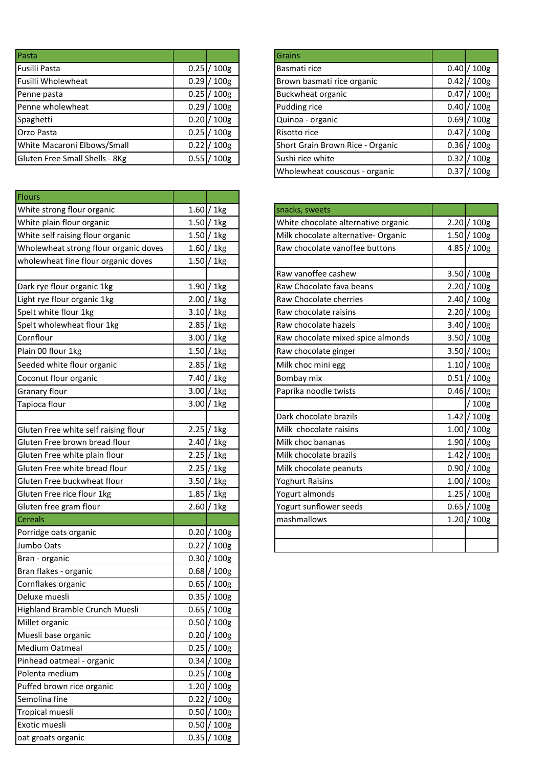| Pasta | | |
|---|---|---|
| Fusilli Pasta | 0.25 | / 100g |
| Fusilli Wholewheat | 0.29 | / 100g |
| Penne pasta | 0.25 | / 100g |
| Penne wholewheat | 0.29 | / 100g |
| Spaghetti | 0.20 | / 100g |
| Orzo Pasta | 0.25 | / 100g |
| White Macaroni Elbows/Small | 0.22 | / 100g |
| Gluten Free Small Shells - 8Kg | 0.55 | / 100g |

| Flours | | |
|---|---|---|
| White strong flour organic | 1.60 | / 1kg |
| White plain flour organic | 1.50 | / 1kg |
| White self raising flour organic | 1.50 | / 1kg |
| Wholewheat strong flour organic doves | 1.60 | / 1kg |
| wholewheat fine flour organic doves | 1.50 | / 1kg |
| | | |
| Dark rye flour organic 1kg | 1.90 | / 1kg |
| Light rye flour organic 1kg | 2.00 | / 1kg |
| Spelt white flour 1kg | 3.10 | / 1kg |
| Spelt wholewheat flour 1kg | 2.85 | / 1kg |
| Cornflour | 3.00 | / 1kg |
| Plain 00 flour 1kg | 1.50 | / 1kg |
| Seeded white flour organic | 2.85 | / 1kg |
| Coconut flour organic | 7.40 | / 1kg |
| Granary flour | 3.00 | / 1kg |
| Tapioca flour | 3.00 | / 1kg |
| | | |
| Gluten Free white self raising flour | 2.25 | / 1kg |
| Gluten Free brown bread flour | 2.40 | / 1kg |
| Gluten Free white plain flour | 2.25 | / 1kg |
| Gluten Free white bread flour | 2.25 | / 1kg |
| Gluten Free buckwheat flour | 3.50 | / 1kg |
| Gluten Free rice flour 1kg | 1.85 | / 1kg |
| Gluten free gram flour | 2.60 | / 1kg |

| Cereals | | |
|---|---|---|
| Porridge oats organic | 0.20 | / 100g |
| Jumbo Oats | 0.22 | / 100g |
| Bran - organic | 0.30 | / 100g |
| Bran flakes - organic | 0.68 | / 100g |
| Cornflakes organic | 0.65 | / 100g |
| Deluxe muesli | 0.35 | / 100g |
| Highland Bramble Crunch Muesli | 0.65 | / 100g |
| Millet organic | 0.50 | / 100g |
| Muesli base organic | 0.20 | / 100g |
| Medium Oatmeal | 0.25 | / 100g |
| Pinhead oatmeal - organic | 0.34 | / 100g |
| Polenta medium | 0.25 | / 100g |
| Puffed brown rice organic | 1.20 | / 100g |
| Semolina fine | 0.22 | / 100g |
| Tropical muesli | 0.50 | / 100g |
| Exotic muesli | 0.50 | / 100g |
| oat groats organic | 0.35 | / 100g |

| Grains | | |
|---|---|---|
| Basmati rice | 0.40 | / 100g |
| Brown basmati rice organic | 0.42 | / 100g |
| Buckwheat organic | 0.47 | / 100g |
| Pudding rice | 0.40 | / 100g |
| Quinoa - organic | 0.69 | / 100g |
| Risotto rice | 0.47 | / 100g |
| Short Grain Brown Rice - Organic | 0.36 | / 100g |
| Sushi rice white | 0.32 | / 100g |
| Wholewheat couscous - organic | 0.37 | / 100g |

| snacks, sweets | | |
|---|---|---|
| White chocolate alternative organic | 2.20 | / 100g |
| Milk chocolate alternative- Organic | 1.50 | / 100g |
| Raw chocolate vanoffee buttons | 4.85 | / 100g |
| | | |
| Raw vanoffee cashew | 3.50 | / 100g |
| Raw Chocolate fava beans | 2.20 | / 100g |
| Raw Chocolate cherries | 2.40 | / 100g |
| Raw chocolate raisins | 2.20 | / 100g |
| Raw chocolate hazels | 3.40 | / 100g |
| Raw chocolate mixed spice almonds | 3.50 | / 100g |
| Raw chocolate ginger | 3.50 | / 100g |
| Milk choc mini egg | 1.10 | / 100g |
| Bombay mix | 0.51 | / 100g |
| Paprika noodle twists | 0.46 | / 100g |
| | | / 100g |
| Dark chocolate brazils | 1.42 | / 100g |
| Milk chocolate raisins | 1.00 | / 100g |
| Milk choc bananas | 1.90 | / 100g |
| Milk chocolate brazils | 1.42 | / 100g |
| Milk chocolate peanuts | 0.90 | / 100g |
| Yoghurt Raisins | 1.00 | / 100g |
| Yogurt almonds | 1.25 | / 100g |
| Yogurt sunflower seeds | 0.65 | / 100g |
| mashmallows | 1.20 | / 100g |
| | | |
| | | |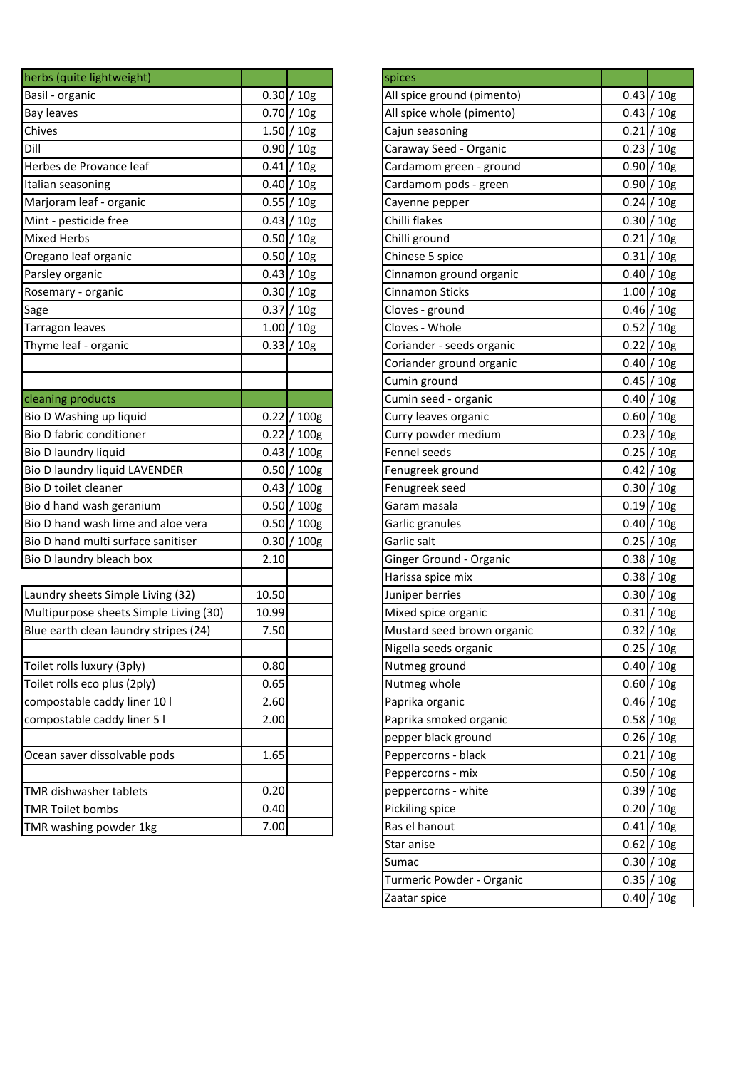| herbs (quite lightweight) | | |
|---|---|---|
| Basil - organic | 0.30 | / 10g |
| Bay leaves | 0.70 | / 10g |
| Chives | 1.50 | / 10g |
| Dill | 0.90 | / 10g |
| Herbes de Provance leaf | 0.41 | / 10g |
| Italian seasoning | 0.40 | / 10g |
| Marjoram leaf - organic | 0.55 | / 10g |
| Mint - pesticide free | 0.43 | / 10g |
| Mixed Herbs | 0.50 | / 10g |
| Oregano leaf organic | 0.50 | / 10g |
| Parsley organic | 0.43 | / 10g |
| Rosemary - organic | 0.30 | / 10g |
| Sage | 0.37 | / 10g |
| Tarragon leaves | 1.00 | / 10g |
| Thyme leaf - organic | 0.33 | / 10g |

| cleaning products | | |
|---|---|---|
| Bio D Washing up liquid | 0.22 | / 100g |
| Bio D fabric conditioner | 0.22 | / 100g |
| Bio D laundry liquid | 0.43 | / 100g |
| Bio D laundry liquid LAVENDER | 0.50 | / 100g |
| Bio D toilet cleaner | 0.43 | / 100g |
| Bio d hand wash geranium | 0.50 | / 100g |
| Bio D hand wash lime and aloe vera | 0.50 | / 100g |
| Bio D hand multi surface sanitiser | 0.30 | / 100g |
| Bio D laundry bleach box | 2.10 | |
| | | |
| Laundry sheets Simple Living (32) | 10.50 | |
| Multipurpose sheets Simple Living (30) | 10.99 | |
| Blue earth clean laundry stripes (24) | 7.50 | |
| | | |
| Toilet rolls luxury (3ply) | 0.80 | |
| Toilet rolls eco plus (2ply) | 0.65 | |
| compostable caddy liner 10 l | 2.60 | |
| compostable caddy liner 5 l | 2.00 | |
| | | |
| Ocean saver dissolvable pods | 1.65 | |
| | | |
| TMR dishwasher tablets | 0.20 | |
| TMR Toilet bombs | 0.40 | |
| TMR washing powder 1kg | 7.00 | |

| spices | | |
|---|---|---|
| All spice ground (pimento) | 0.43 | / 10g |
| All spice whole (pimento) | 0.43 | / 10g |
| Cajun seasoning | 0.21 | / 10g |
| Caraway Seed - Organic | 0.23 | / 10g |
| Cardamom green - ground | 0.90 | / 10g |
| Cardamom pods - green | 0.90 | / 10g |
| Cayenne pepper | 0.24 | / 10g |
| Chilli flakes | 0.30 | / 10g |
| Chilli ground | 0.21 | / 10g |
| Chinese 5 spice | 0.31 | / 10g |
| Cinnamon ground organic | 0.40 | / 10g |
| Cinnamon Sticks | 1.00 | / 10g |
| Cloves - ground | 0.46 | / 10g |
| Cloves - Whole | 0.52 | / 10g |
| Coriander - seeds organic | 0.22 | / 10g |
| Coriander ground organic | 0.40 | / 10g |
| Cumin ground | 0.45 | / 10g |
| Cumin seed - organic | 0.40 | / 10g |
| Curry leaves organic | 0.60 | / 10g |
| Curry powder medium | 0.23 | / 10g |
| Fennel seeds | 0.25 | / 10g |
| Fenugreek ground | 0.42 | / 10g |
| Fenugreek seed | 0.30 | / 10g |
| Garam masala | 0.19 | / 10g |
| Garlic granules | 0.40 | / 10g |
| Garlic salt | 0.25 | / 10g |
| Ginger Ground - Organic | 0.38 | / 10g |
| Harissa spice mix | 0.38 | / 10g |
| Juniper berries | 0.30 | / 10g |
| Mixed spice organic | 0.31 | / 10g |
| Mustard seed brown organic | 0.32 | / 10g |
| Nigella seeds organic | 0.25 | / 10g |
| Nutmeg ground | 0.40 | / 10g |
| Nutmeg whole | 0.60 | / 10g |
| Paprika organic | 0.46 | / 10g |
| Paprika smoked organic | 0.58 | / 10g |
| pepper black ground | 0.26 | / 10g |
| Peppercorns - black | 0.21 | / 10g |
| Peppercorns - mix | 0.50 | / 10g |
| peppercorns - white | 0.39 | / 10g |
| Pickiling spice | 0.20 | / 10g |
| Ras el hanout | 0.41 | / 10g |
| Star anise | 0.62 | / 10g |
| Sumac | 0.30 | / 10g |
| Turmeric Powder - Organic | 0.35 | / 10g |
| Zaatar spice | 0.40 | / 10g |